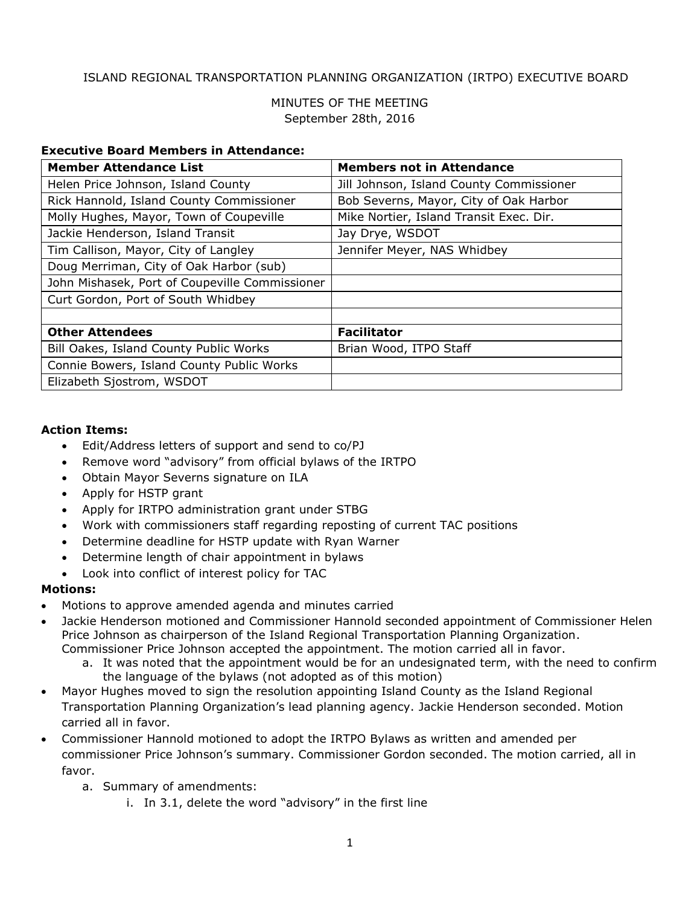ISLAND REGIONAL TRANSPORTATION PLANNING ORGANIZATION (IRTPO) EXECUTIVE BOARD

MINUTES OF THE MEETING
September 28th, 2016

**Executive Board Members in Attendance:**

| **Member Attendance List** | **Members not in Attendance** |
|---|---|
| Helen Price Johnson, Island County | Jill Johnson, Island County Commissioner |
| Rick Hannold, Island County Commissioner | Bob Severns, Mayor, City of Oak Harbor |
| Molly Hughes, Mayor, Town of Coupeville | Mike Nortier, Island Transit Exec. Dir. |
| Jackie Henderson, Island Transit | Jay Drye, WSDOT |
| Tim Callison, Mayor, City of Langley | Jennifer Meyer, NAS Whidbey |
| Doug Merriman, City of Oak Harbor (sub) | |
| John Mishasek, Port of Coupeville Commissioner | |
| Curt Gordon, Port of South Whidbey | |
| | |
| **Other Attendees** | **Facilitator** |
| Bill Oakes, Island County Public Works | Brian Wood, ITPO Staff |
| Connie Bowers, Island County Public Works | |
| Elizabeth Sjostrom, WSDOT | |

**Action Items:**

- Edit/Address letters of support and send to co/PJ
- Remove word "advisory" from official bylaws of the IRTPO
- Obtain Mayor Severns signature on ILA
- Apply for HSTP grant
- Apply for IRTPO administration grant under STBG
- Work with commissioners staff regarding reposting of current TAC positions
- Determine deadline for HSTP update with Ryan Warner
- Determine length of chair appointment in bylaws
- Look into conflict of interest policy for TAC

**Motions:**

- Motions to approve amended agenda and minutes carried
- Jackie Henderson motioned and Commissioner Hannold seconded appointment of Commissioner Helen Price Johnson as chairperson of the Island Regional Transportation Planning Organization. Commissioner Price Johnson accepted the appointment. The motion carried all in favor.
  a. It was noted that the appointment would be for an undesignated term, with the need to confirm the language of the bylaws (not adopted as of this motion)
- Mayor Hughes moved to sign the resolution appointing Island County as the Island Regional Transportation Planning Organization's lead planning agency. Jackie Henderson seconded. Motion carried all in favor.
- Commissioner Hannold motioned to adopt the IRTPO Bylaws as written and amended per commissioner Price Johnson's summary. Commissioner Gordon seconded. The motion carried, all in favor.
  a. Summary of amendments:
     i. In 3.1, delete the word "advisory" in the first line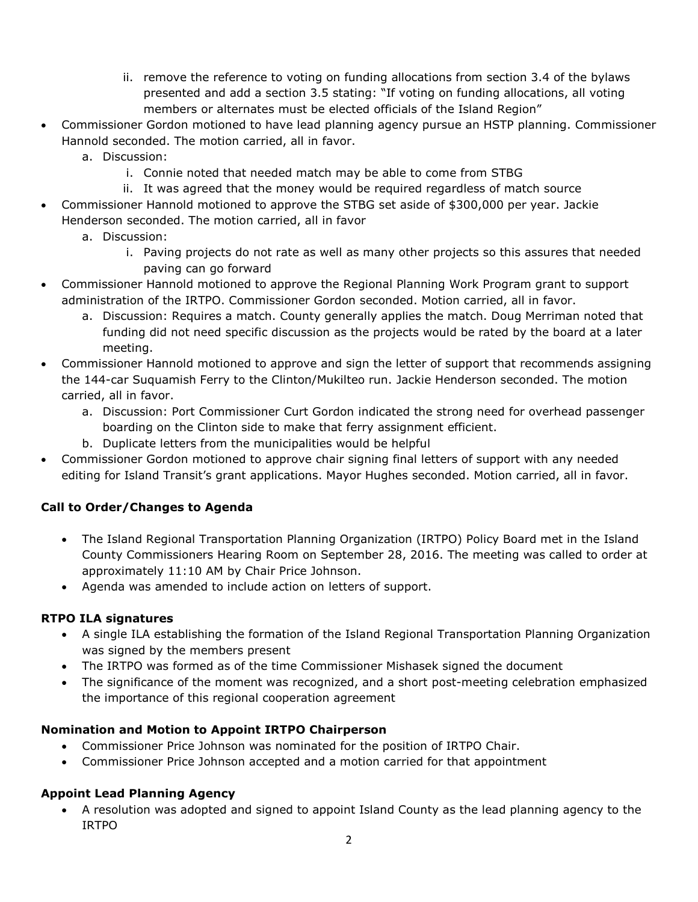ii. remove the reference to voting on funding allocations from section 3.4 of the bylaws presented and add a section 3.5 stating: "If voting on funding allocations, all voting members or alternates must be elected officials of the Island Region"

- Commissioner Gordon motioned to have lead planning agency pursue an HSTP planning. Commissioner Hannold seconded. The motion carried, all in favor.
  a. Discussion:
     i. Connie noted that needed match may be able to come from STBG
     ii. It was agreed that the money would be required regardless of match source
- Commissioner Hannold motioned to approve the STBG set aside of $300,000 per year. Jackie Henderson seconded. The motion carried, all in favor
  a. Discussion:
     i. Paving projects do not rate as well as many other projects so this assures that needed paving can go forward
- Commissioner Hannold motioned to approve the Regional Planning Work Program grant to support administration of the IRTPO. Commissioner Gordon seconded. Motion carried, all in favor.
  a. Discussion: Requires a match. County generally applies the match. Doug Merriman noted that funding did not need specific discussion as the projects would be rated by the board at a later meeting.
- Commissioner Hannold motioned to approve and sign the letter of support that recommends assigning the 144-car Suquamish Ferry to the Clinton/Mukilteo run. Jackie Henderson seconded. The motion carried, all in favor.
  a. Discussion: Port Commissioner Curt Gordon indicated the strong need for overhead passenger boarding on the Clinton side to make that ferry assignment efficient.
  b. Duplicate letters from the municipalities would be helpful
- Commissioner Gordon motioned to approve chair signing final letters of support with any needed editing for Island Transit's grant applications. Mayor Hughes seconded. Motion carried, all in favor.

**Call to Order/Changes to Agenda**

- The Island Regional Transportation Planning Organization (IRTPO) Policy Board met in the Island County Commissioners Hearing Room on September 28, 2016. The meeting was called to order at approximately 11:10 AM by Chair Price Johnson.
- Agenda was amended to include action on letters of support.

**RTPO ILA signatures**

- A single ILA establishing the formation of the Island Regional Transportation Planning Organization was signed by the members present
- The IRTPO was formed as of the time Commissioner Mishasek signed the document
- The significance of the moment was recognized, and a short post-meeting celebration emphasized the importance of this regional cooperation agreement

**Nomination and Motion to Appoint IRTPO Chairperson**

- Commissioner Price Johnson was nominated for the position of IRTPO Chair.
- Commissioner Price Johnson accepted and a motion carried for that appointment

**Appoint Lead Planning Agency**

- A resolution was adopted and signed to appoint Island County as the lead planning agency to the IRTPO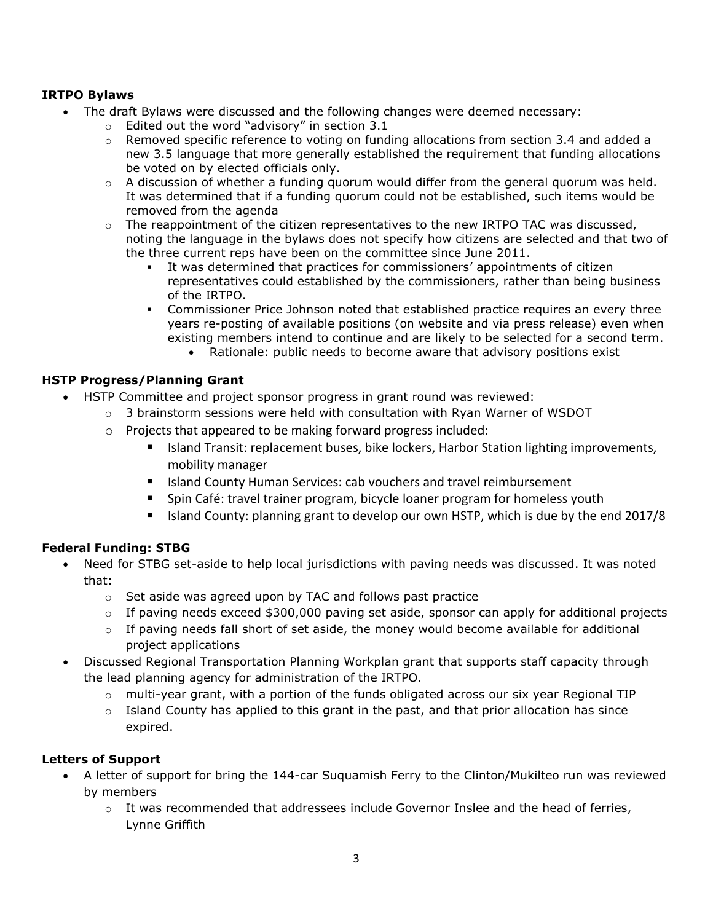**IRTPO Bylaws**

- The draft Bylaws were discussed and the following changes were deemed necessary:
  - Edited out the word "advisory" in section 3.1
  - Removed specific reference to voting on funding allocations from section 3.4 and added a new 3.5 language that more generally established the requirement that funding allocations be voted on by elected officials only.
  - A discussion of whether a funding quorum would differ from the general quorum was held. It was determined that if a funding quorum could not be established, such items would be removed from the agenda
  - The reappointment of the citizen representatives to the new IRTPO TAC was discussed, noting the language in the bylaws does not specify how citizens are selected and that two of the three current reps have been on the committee since June 2011.
    - It was determined that practices for commissioners' appointments of citizen representatives could established by the commissioners, rather than being business of the IRTPO.
    - Commissioner Price Johnson noted that established practice requires an every three years re-posting of available positions (on website and via press release) even when existing members intend to continue and are likely to be selected for a second term.
      - Rationale: public needs to become aware that advisory positions exist

**HSTP Progress/Planning Grant**

- HSTP Committee and project sponsor progress in grant round was reviewed:
  - 3 brainstorm sessions were held with consultation with Ryan Warner of WSDOT
  - Projects that appeared to be making forward progress included:
    - Island Transit: replacement buses, bike lockers, Harbor Station lighting improvements, mobility manager
    - Island County Human Services: cab vouchers and travel reimbursement
    - Spin Café: travel trainer program, bicycle loaner program for homeless youth
    - Island County: planning grant to develop our own HSTP, which is due by the end 2017/8

**Federal Funding: STBG**

- Need for STBG set-aside to help local jurisdictions with paving needs was discussed. It was noted that:
  - Set aside was agreed upon by TAC and follows past practice
  - If paving needs exceed $300,000 paving set aside, sponsor can apply for additional projects
  - If paving needs fall short of set aside, the money would become available for additional project applications
- Discussed Regional Transportation Planning Workplan grant that supports staff capacity through the lead planning agency for administration of the IRTPO.
  - multi-year grant, with a portion of the funds obligated across our six year Regional TIP
  - Island County has applied to this grant in the past, and that prior allocation has since expired.

**Letters of Support**

- A letter of support for bring the 144-car Suquamish Ferry to the Clinton/Mukilteo run was reviewed by members
  - It was recommended that addressees include Governor Inslee and the head of ferries, Lynne Griffith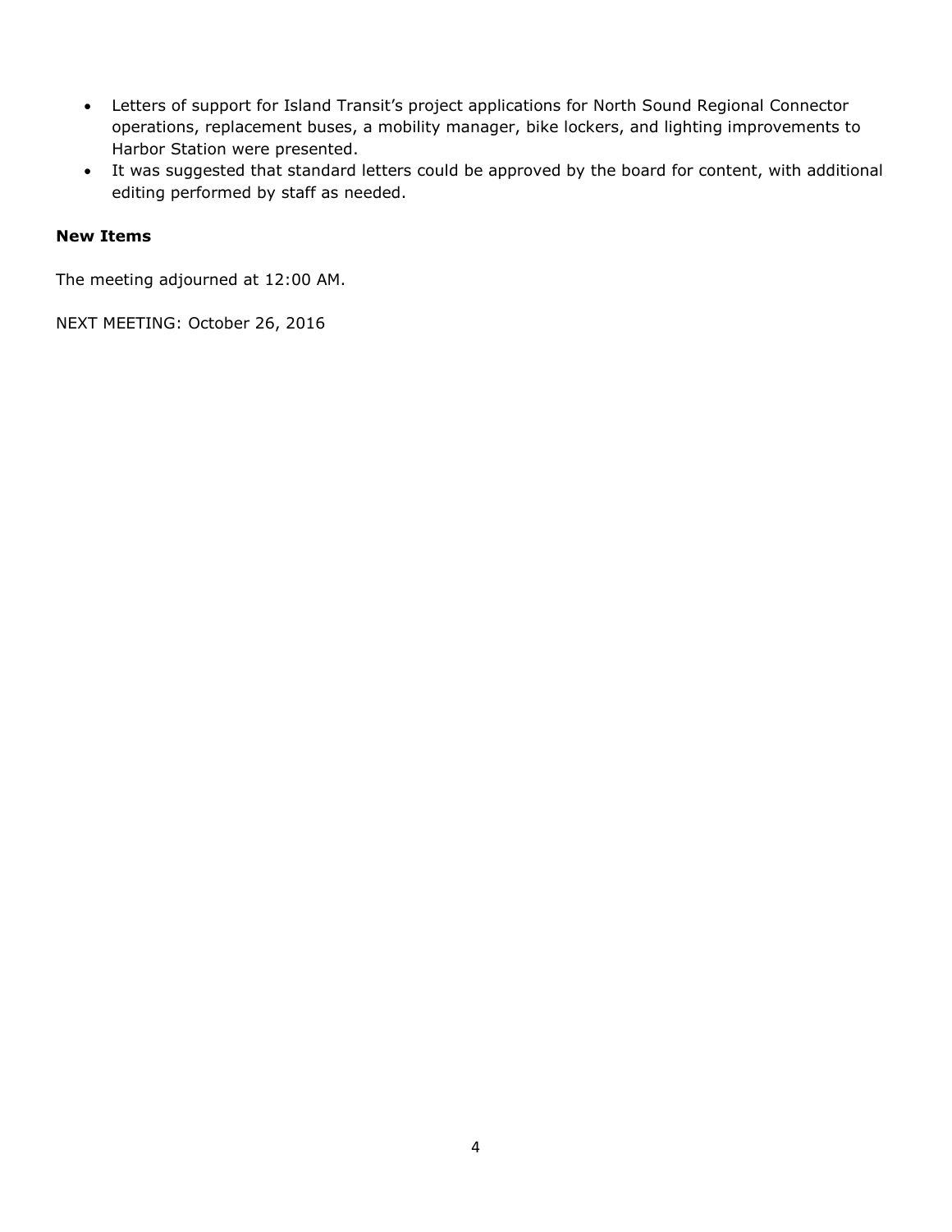- Letters of support for Island Transit's project applications for North Sound Regional Connector operations, replacement buses, a mobility manager, bike lockers, and lighting improvements to Harbor Station were presented.
- It was suggested that standard letters could be approved by the board for content, with additional editing performed by staff as needed.

**New Items**

The meeting adjourned at 12:00 AM.

NEXT MEETING: October 26, 2016